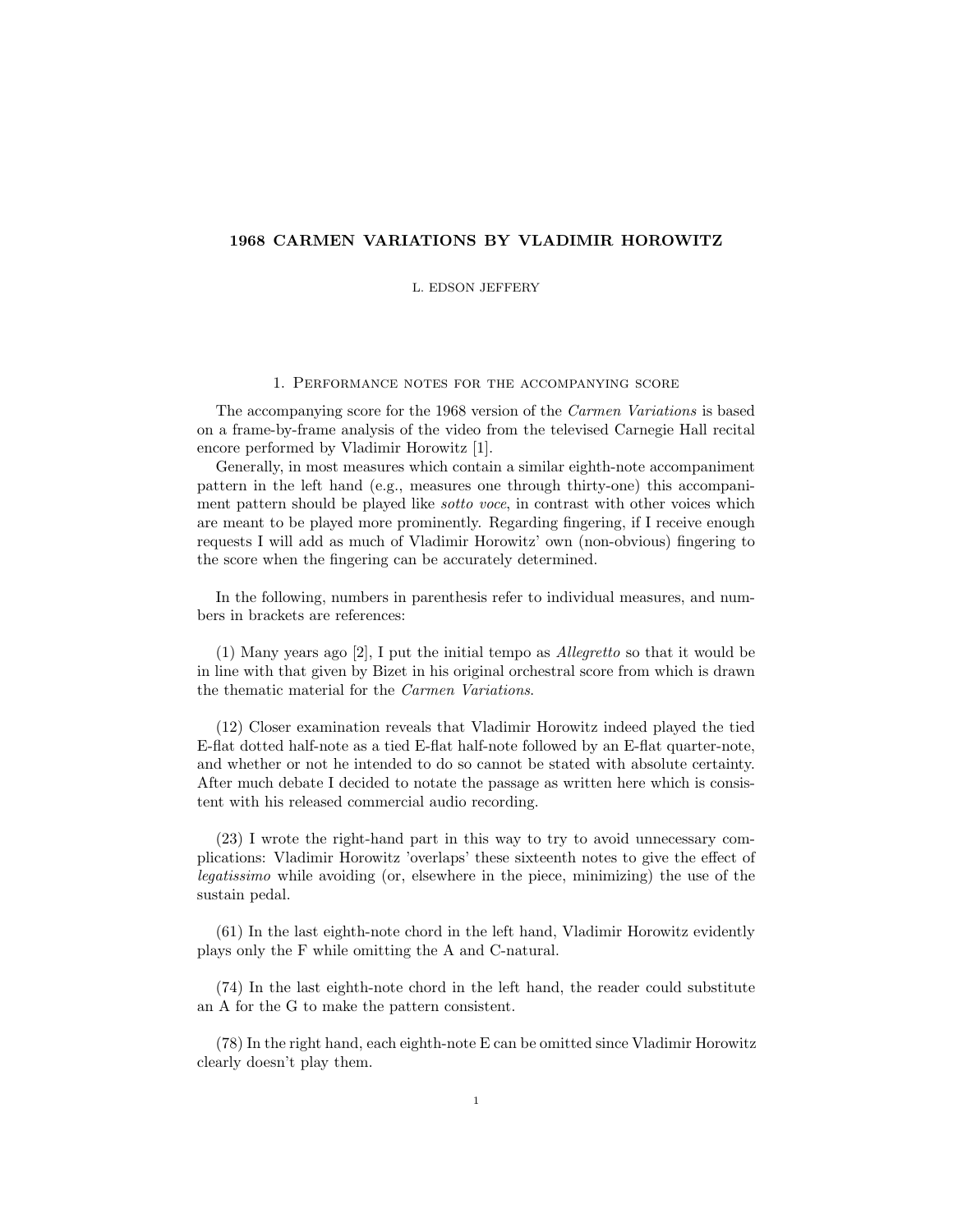# 1968 CARMEN VARIATIONS BY VLADIMIR HOROWITZ

L. EDSON JEFFERY

## 1. Performance notes for the accompanying score

The accompanying score for the 1968 version of the *Carmen Variations* is based on a frame-by-frame analysis of the video from the televised Carnegie Hall recital encore performed by Vladimir Horowitz [1].

Generally, in most measures which contain a similar eighth-note accompaniment pattern in the left hand (e.g., measures one through thirty-one) this accompaniment pattern should be played like *sotto voce*, in contrast with other voices which are meant to be played more prominently. Regarding fingering, if I receive enough requests I will add as much of Vladimir Horowitz' own (non-obvious) fingering to the score when the fingering can be accurately determined.

In the following, numbers in parenthesis refer to individual measures, and numbers in brackets are references:

(1) Many years ago [2], I put the initial tempo as *Allegretto* so that it would be in line with that given by Bizet in his original orchestral score from which is drawn the thematic material for the *Carmen Variations*.

(12) Closer examination reveals that Vladimir Horowitz indeed played the tied E-flat dotted half-note as a tied E-flat half-note followed by an E-flat quarter-note, and whether or not he intended to do so cannot be stated with absolute certainty. After much debate I decided to notate the passage as written here which is consistent with his released commercial audio recording.

(23) I wrote the right-hand part in this way to try to avoid unnecessary complications: Vladimir Horowitz 'overlaps' these sixteenth notes to give the effect of *legatissimo* while avoiding (or, elsewhere in the piece, minimizing) the use of the sustain pedal.

(61) In the last eighth-note chord in the left hand, Vladimir Horowitz evidently plays only the F while omitting the A and C-natural.

(74) In the last eighth-note chord in the left hand, the reader could substitute an A for the G to make the pattern consistent.

(78) In the right hand, each eighth-note E can be omitted since Vladimir Horowitz clearly doesn't play them.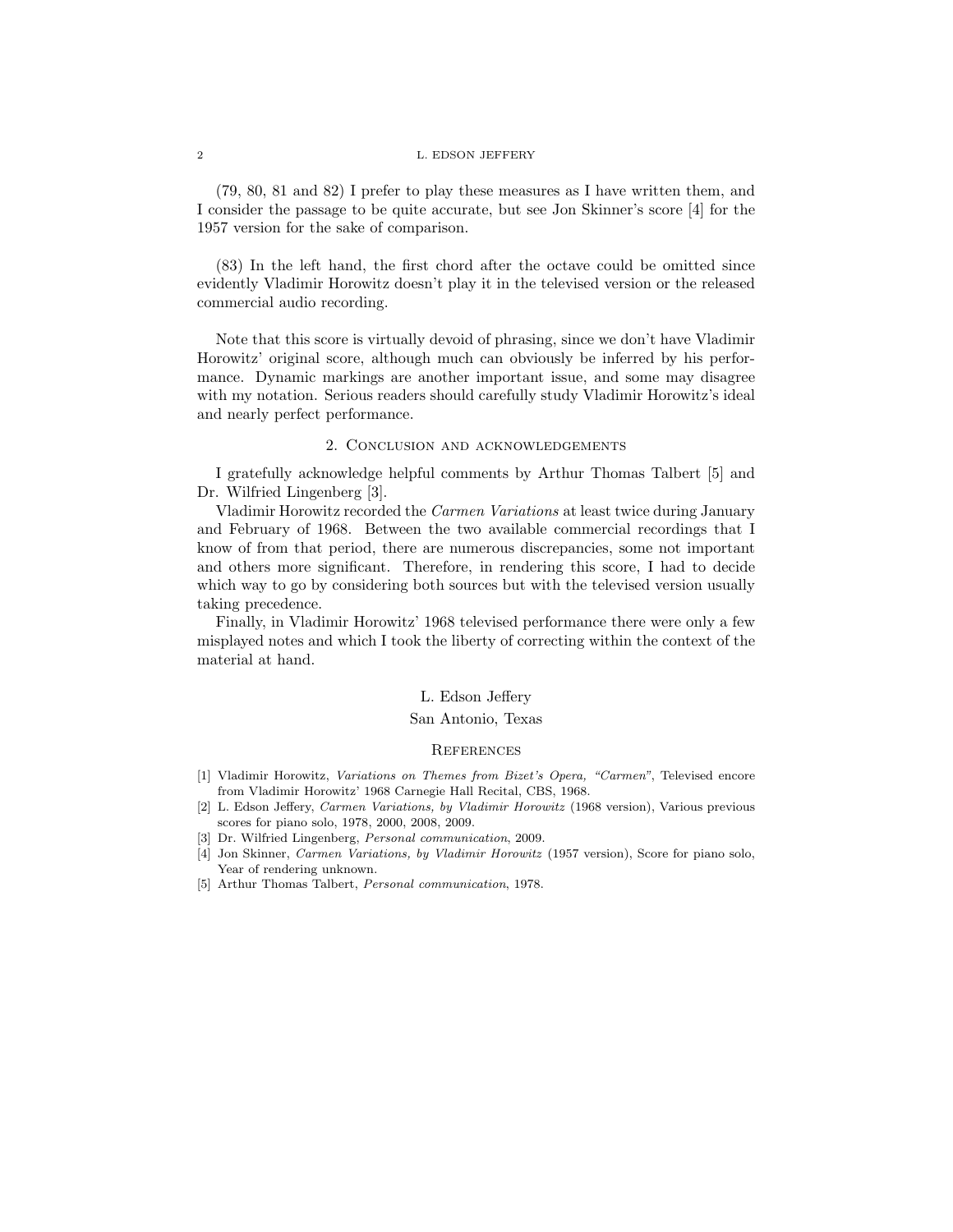(79, 80, 81 and 82) I prefer to play these measures as I have written them, and I consider the passage to be quite accurate, but see Jon Skinner's score [4] for the 1957 version for the sake of comparison.

(83) In the left hand, the first chord after the octave could be omitted since evidently Vladimir Horowitz doesn't play it in the televised version or the released commercial audio recording.

Note that this score is virtually devoid of phrasing, since we don't have Vladimir Horowitz' original score, although much can obviously be inferred by his performance. Dynamic markings are another important issue, and some may disagree with my notation. Serious readers should carefully study Vladimir Horowitz's ideal and nearly perfect performance.

## 2. Conclusion and acknowledgements

I gratefully acknowledge helpful comments by Arthur Thomas Talbert [5] and Dr. Wilfried Lingenberg [3].

Vladimir Horowitz recorded the *Carmen Variations* at least twice during January and February of 1968. Between the two available commercial recordings that I know of from that period, there are numerous discrepancies, some not important and others more significant. Therefore, in rendering this score, I had to decide which way to go by considering both sources but with the televised version usually taking precedence.

Finally, in Vladimir Horowitz' 1968 televised performance there were only a few misplayed notes and which I took the liberty of correcting within the context of the material at hand.

L. Edson Jeffery

San Antonio, Texas

## References

[1] Vladimir Horowitz, *Variations on Themes from Bizet's Opera, "Carmen"*, Televised encore from Vladimir Horowitz' 1968 Carnegie Hall Recital, CBS, 1968.

[2] L. Edson Jeffery, *Carmen Variations, by Vladimir Horowitz* (1968 version), Various previous scores for piano solo, 1978, 2000, 2008, 2009.

[3] Dr. Wilfried Lingenberg, *Personal communication*, 2009.

[4] Jon Skinner, *Carmen Variations, by Vladimir Horowitz* (1957 version), Score for piano solo, Year of rendering unknown.

[5] Arthur Thomas Talbert, *Personal communication*, 1978.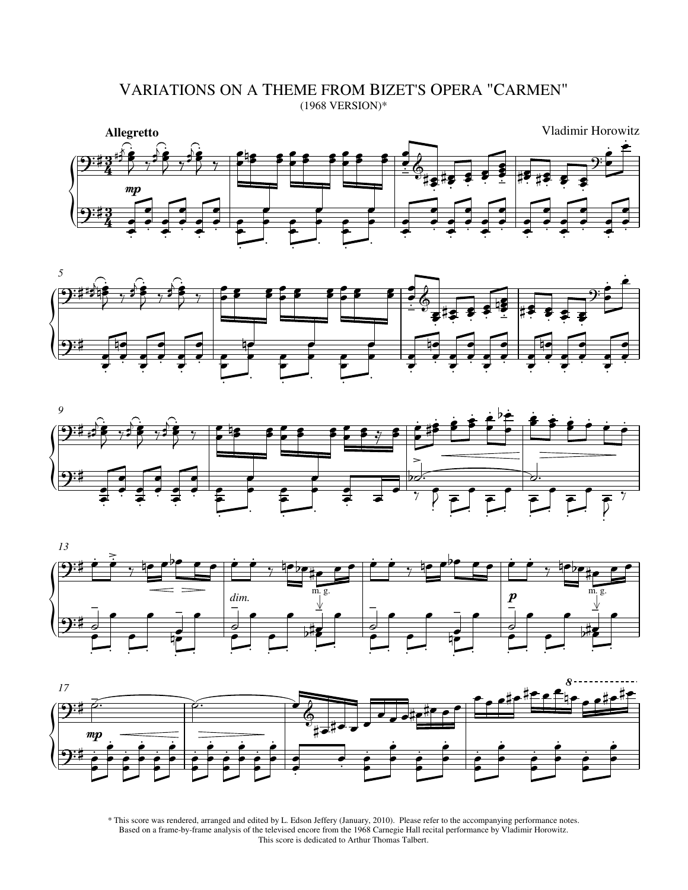# Variations on a Theme from Bizet's Opera "Carmen"

(1968 VERSION)*

Vladimir Horowitz

\* This score was rendered, arranged and edited by L. Edson Jeffery (January, 2010). Please refer to the accompanying performance notes. Based on a frame-by-frame analysis of the televised encore from the 1968 Carnegie Hall recital performance by Vladimir Horowitz. This score is dedicated to Arthur Thomas Talbert.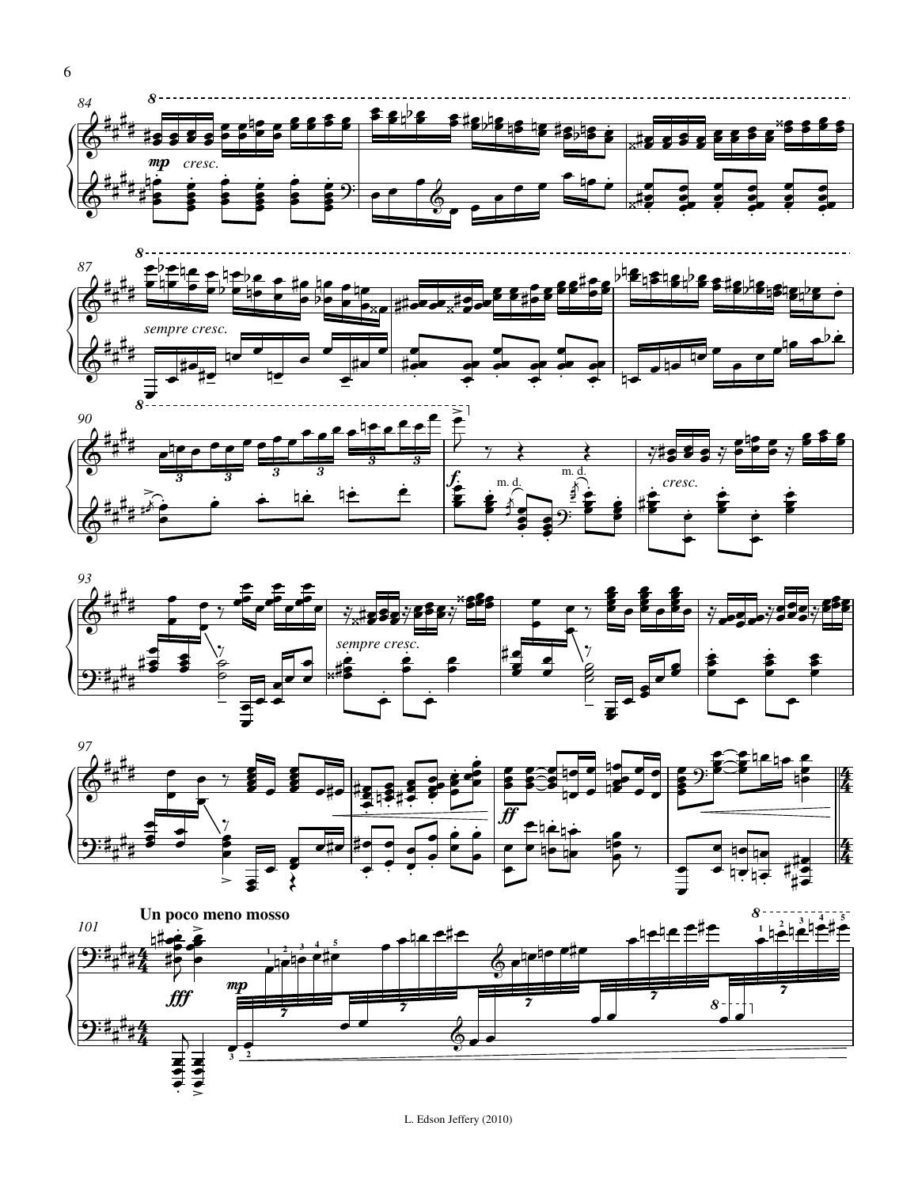**Un poco meno mosso**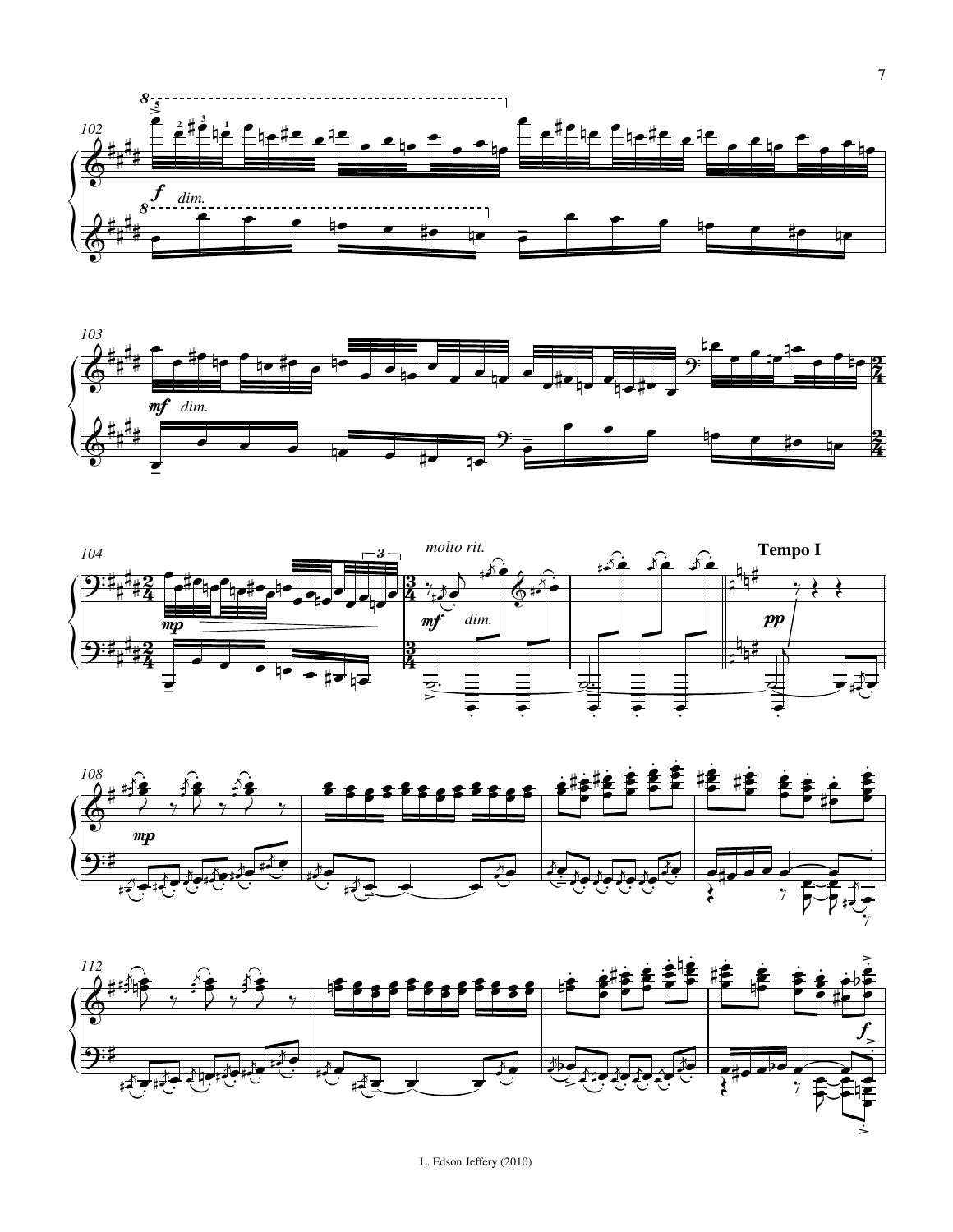L. Edson Jeffery (2010)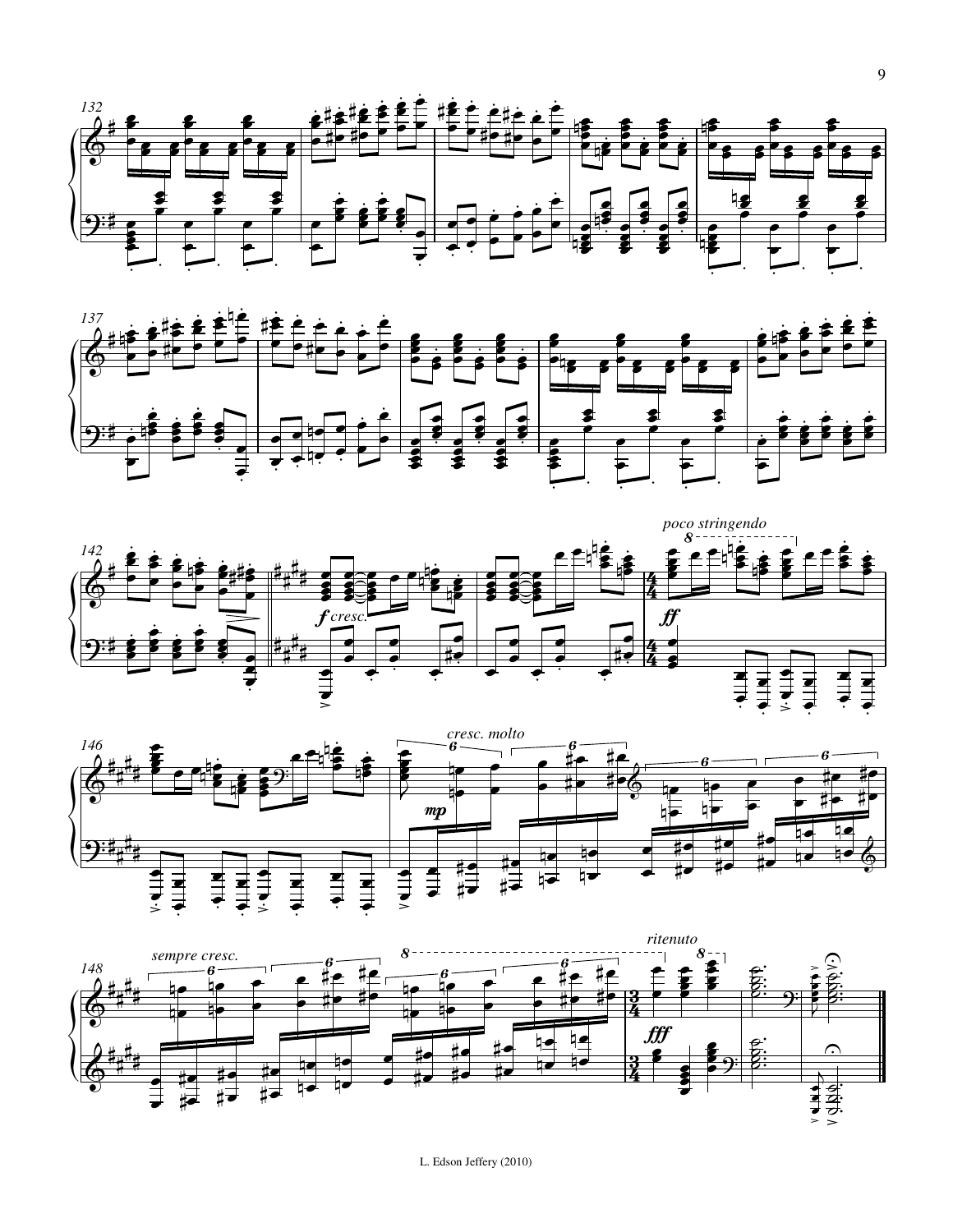L. Edson Jeffery (2010)